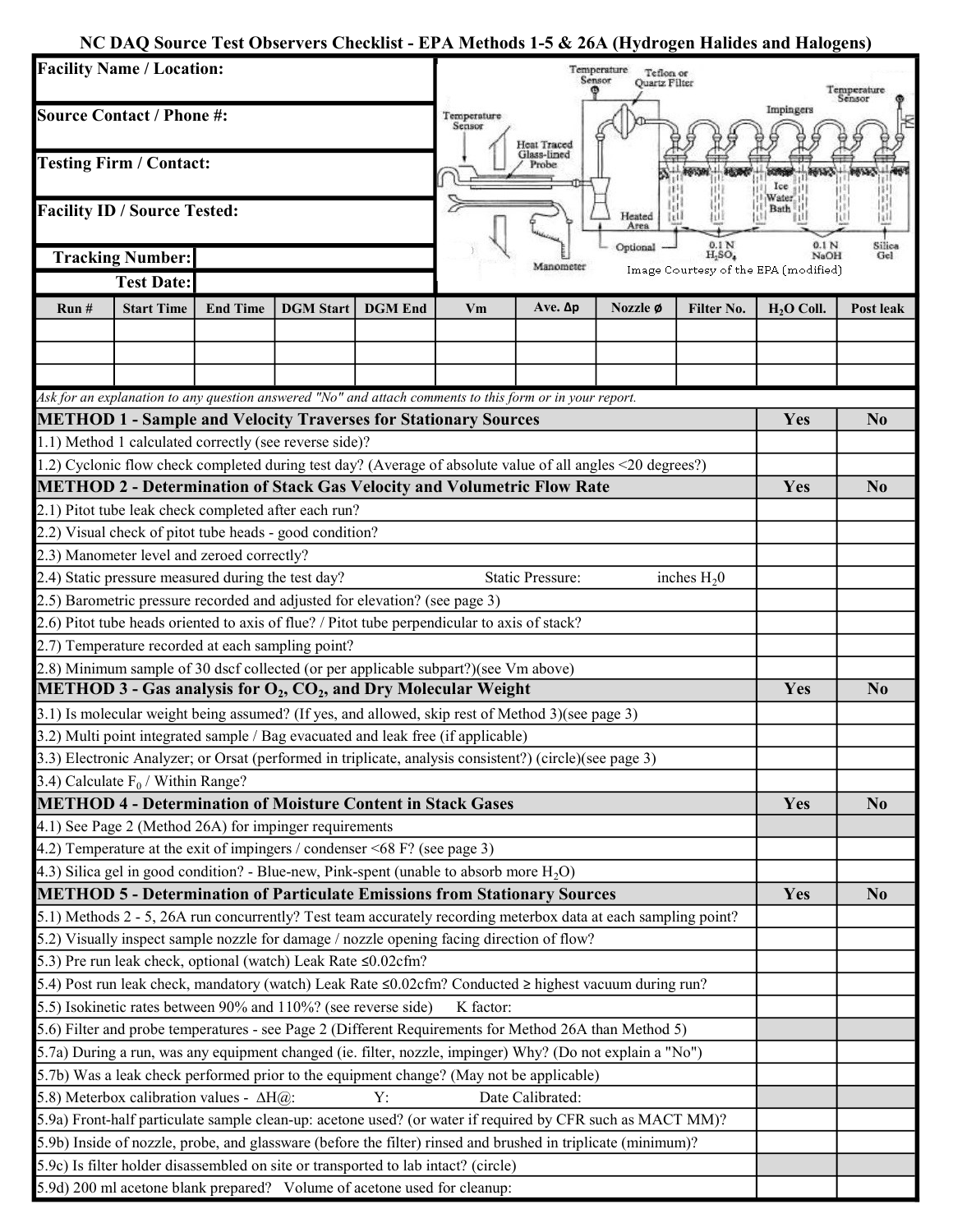# NC DAQ Source Test Observers Checklist - EPA Methods 1-5 & 26A (Hydrogen Halides and Halogens)

| | |
|---|---|
| **Facility Name / Location:** | |
| **Source Contact / Phone #:** | |
| **Testing Firm / Contact:** | |
| **Facility ID / Source Tested:** | |
| **Tracking Number:** | |
| **Test Date:** | |

Image Courtesy of the EPA (modified)

| Run # | Start Time | End Time | DGM Start | DGM End | Vm | Ave. Δp | Nozzle ø | Filter No. | $H_2O$ Coll. | Post leak |
|---|---|---|---|---|---|---|---|---|---|---|
| | | | | | | | | | | |
| | | | | | | | | | | |
| | | | | | | | | | | |

*Ask for an explanation to any question answered "No" and attach comments to this form or in your report.*

| **METHOD 1 - Sample and Velocity Traverses for Stationary Sources** | **Yes** | **No** |
|---|---|---|
| 1.1) Method 1 calculated correctly (see reverse side)? | | |
| 1.2) Cyclonic flow check completed during test day? (Average of absolute value of all angles <20 degrees?) | | |
| **METHOD 2 - Determination of Stack Gas Velocity and Volumetric Flow Rate** | **Yes** | **No** |
| 2.1) Pitot tube leak check completed after each run? | | |
| 2.2) Visual check of pitot tube heads - good condition? | | |
| 2.3) Manometer level and zeroed correctly? | | |
| 2.4) Static pressure measured during the test day? Static Pressure: inches $H_20$ | | |
| 2.5) Barometric pressure recorded and adjusted for elevation? (see page 3) | | |
| 2.6) Pitot tube heads oriented to axis of flue? / Pitot tube perpendicular to axis of stack? | | |
| 2.7) Temperature recorded at each sampling point? | | |
| 2.8) Minimum sample of 30 dscf collected (or per applicable subpart?)(see Vm above) | | |
| **METHOD 3 - Gas analysis for $O_2$, $CO_2$, and Dry Molecular Weight** | **Yes** | **No** |
| 3.1) Is molecular weight being assumed? (If yes, and allowed, skip rest of Method 3)(see page 3) | | |
| 3.2) Multi point integrated sample / Bag evacuated and leak free (if applicable) | | |
| 3.3) Electronic Analyzer; or Orsat (performed in triplicate, analysis consistent?) (circle)(see page 3) | | |
| 3.4) Calculate $F_0$ / Within Range? | | |
| **METHOD 4 - Determination of Moisture Content in Stack Gases** | **Yes** | **No** |
| 4.1) See Page 2 (Method 26A) for impinger requirements | | |
| 4.2) Temperature at the exit of impingers / condenser <68 F? (see page 3) | | |
| 4.3) Silica gel in good condition? - Blue-new, Pink-spent (unable to absorb more $H_2O$) | | |
| **METHOD 5 - Determination of Particulate Emissions from Stationary Sources** | **Yes** | **No** |
| 5.1) Methods 2 - 5, 26A run concurrently? Test team accurately recording meterbox data at each sampling point? | | |
| 5.2) Visually inspect sample nozzle for damage / nozzle opening facing direction of flow? | | |
| 5.3) Pre run leak check, optional (watch) Leak Rate ≤0.02cfm? | | |
| 5.4) Post run leak check, mandatory (watch) Leak Rate ≤0.02cfm? Conducted ≥ highest vacuum during run? | | |
| 5.5) Isokinetic rates between 90% and 110%? (see reverse side) K factor: | | |
| 5.6) Filter and probe temperatures - see Page 2 (Different Requirements for Method 26A than Method 5) | | |
| 5.7a) During a run, was any equipment changed (ie. filter, nozzle, impinger) Why? (Do not explain a "No") | | |
| 5.7b) Was a leak check performed prior to the equipment change? (May not be applicable) | | |
| 5.8) Meterbox calibration values - ΔH@: Y: Date Calibrated: | | |
| 5.9a) Front-half particulate sample clean-up: acetone used? (or water if required by CFR such as MACT MM)? | | |
| 5.9b) Inside of nozzle, probe, and glassware (before the filter) rinsed and brushed in triplicate (minimum)? | | |
| 5.9c) Is filter holder disassembled on site or transported to lab intact? (circle) | | |
| 5.9d) 200 ml acetone blank prepared? Volume of acetone used for cleanup: | | |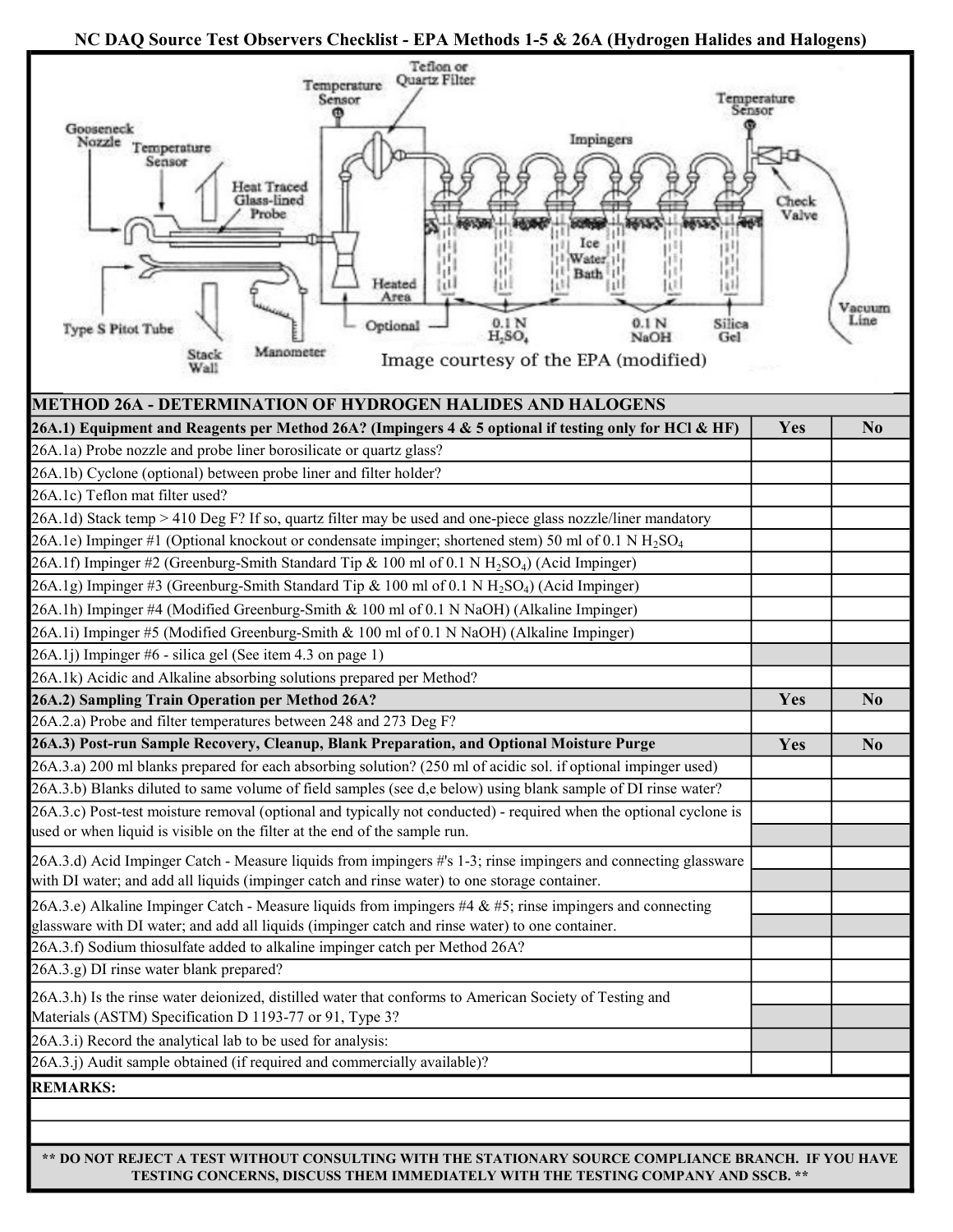# NC DAQ Source Test Observers Checklist - EPA Methods 1-5 & 26A (Hydrogen Halides and Halogens)

Image courtesy of the EPA (modified)

| METHOD 26A - DETERMINATION OF HYDROGEN HALIDES AND HALOGENS | | |
|---|---|---|
| **26A.1) Equipment and Reagents per Method 26A? (Impingers 4 & 5 optional if testing only for HCl & HF)** | **Yes** | **No** |
| 26A.1a) Probe nozzle and probe liner borosilicate or quartz glass? | | |
| 26A.1b) Cyclone (optional) between probe liner and filter holder? | | |
| 26A.1c) Teflon mat filter used? | | |
| 26A.1d) Stack temp > 410 Deg F? If so, quartz filter may be used and one-piece glass nozzle/liner mandatory | | |
| 26A.1e) Impinger #1 (Optional knockout or condensate impinger; shortened stem) 50 ml of 0.1 N $H_2SO_4$ | | |
| 26A.1f) Impinger #2 (Greenburg-Smith Standard Tip & 100 ml of 0.1 N $H_2SO_4$) (Acid Impinger) | | |
| 26A.1g) Impinger #3 (Greenburg-Smith Standard Tip & 100 ml of 0.1 N $H_2SO_4$) (Acid Impinger) | | |
| 26A.1h) Impinger #4 (Modified Greenburg-Smith & 100 ml of 0.1 N NaOH) (Alkaline Impinger) | | |
| 26A.1i) Impinger #5 (Modified Greenburg-Smith & 100 ml of 0.1 N NaOH) (Alkaline Impinger) | | |
| 26A.1j) Impinger #6 - silica gel (See item 4.3 on page 1) | | |
| 26A.1k) Acidic and Alkaline absorbing solutions prepared per Method? | | |
| **26A.2) Sampling Train Operation per Method 26A?** | **Yes** | **No** |
| 26A.2.a) Probe and filter temperatures between 248 and 273 Deg F? | | |
| **26A.3) Post-run Sample Recovery, Cleanup, Blank Preparation, and Optional Moisture Purge** | **Yes** | **No** |
| 26A.3.a) 200 ml blanks prepared for each absorbing solution? (250 ml of acidic sol. if optional impinger used) | | |
| 26A.3.b) Blanks diluted to same volume of field samples (see d,e below) using blank sample of DI rinse water? | | |
| 26A.3.c) Post-test moisture removal (optional and typically not conducted) - required when the optional cyclone is used or when liquid is visible on the filter at the end of the sample run. | | |
| 26A.3.d) Acid Impinger Catch - Measure liquids from impingers #'s 1-3; rinse impingers and connecting glassware with DI water; and add all liquids (impinger catch and rinse water) to one storage container. | | |
| 26A.3.e) Alkaline Impinger Catch - Measure liquids from impingers #4 & #5; rinse impingers and connecting glassware with DI water; and add all liquids (impinger catch and rinse water) to one container. | | |
| 26A.3.f) Sodium thiosulfate added to alkaline impinger catch per Method 26A? | | |
| 26A.3.g) DI rinse water blank prepared? | | |
| 26A.3.h) Is the rinse water deionized, distilled water that conforms to American Society of Testing and Materials (ASTM) Specification D 1193-77 or 91, Type 3? | | |
| 26A.3.i) Record the analytical lab to be used for analysis: | | |
| 26A.3.j) Audit sample obtained (if required and commercially available)? | | |

**REMARKS:**

**\*\* DO NOT REJECT A TEST WITHOUT CONSULTING WITH THE STATIONARY SOURCE COMPLIANCE BRANCH. IF YOU HAVE TESTING CONCERNS, DISCUSS THEM IMMEDIATELY WITH THE TESTING COMPANY AND SSCB. \*\***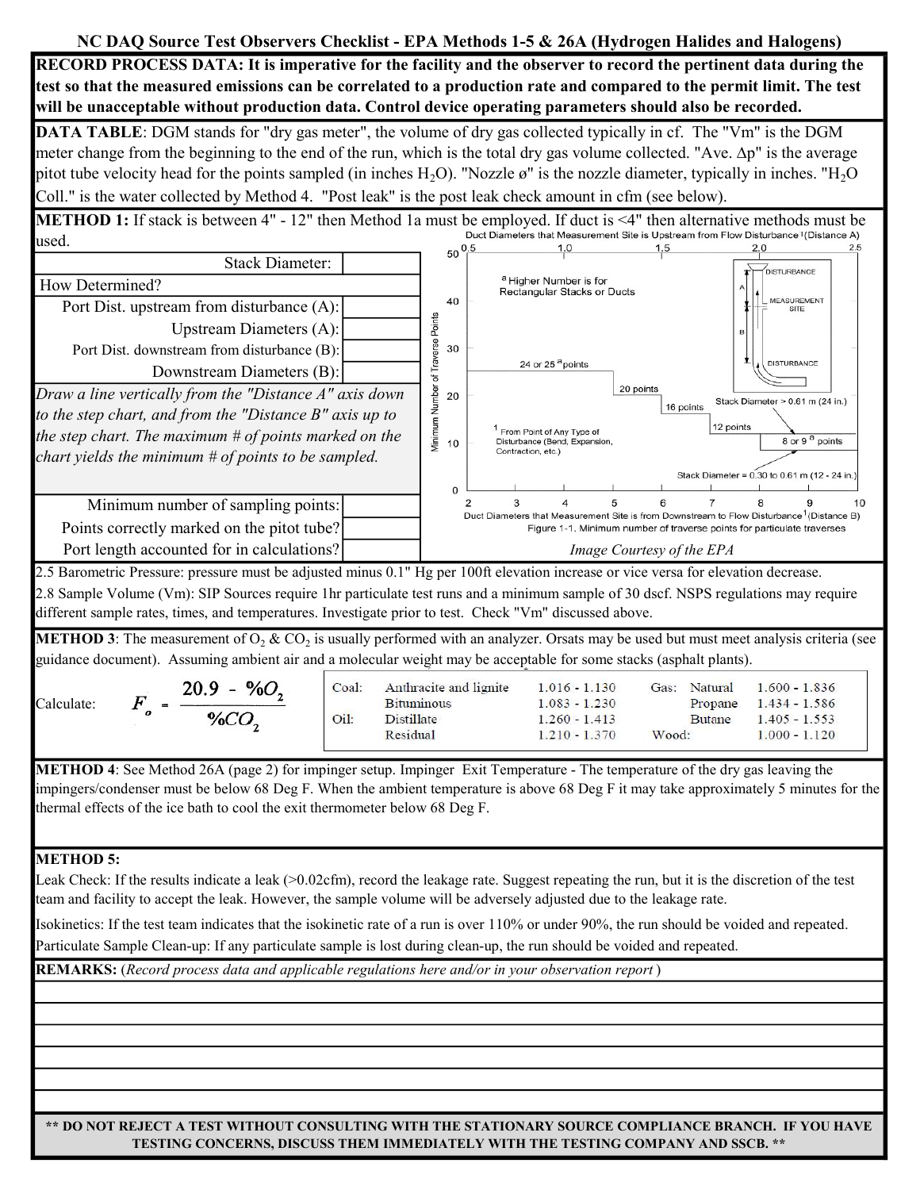# NC DAQ Source Test Observers Checklist - EPA Methods 1-5 & 26A (Hydrogen Halides and Halogens)

**RECORD PROCESS DATA: It is imperative for the facility and the observer to record the pertinent data during the test so that the measured emissions can be correlated to a production rate and compared to the permit limit. The test will be unacceptable without production data. Control device operating parameters should also be recorded.**

**DATA TABLE**: DGM stands for "dry gas meter", the volume of dry gas collected typically in cf. The "Vm" is the DGM meter change from the beginning to the end of the run, which is the total dry gas volume collected. "Ave. Δp" is the average pitot tube velocity head for the points sampled (in inches $H_2O$). "Nozzle ø" is the nozzle diameter, typically in inches. "$H_2O$ Coll." is the water collected by Method 4. "Post leak" is the post leak check amount in cfm (see below).

**METHOD 1:** If stack is between 4" - 12" then Method 1a must be employed. If duct is <4" then alternative methods must be used.

| | |
|---|---|
| Stack Diameter: | |
| How Determined? | |
| Port Dist. upstream from disturbance (A): | |
| Upstream Diameters (A): | |
| Port Dist. downstream from disturbance (B): | |
| Downstream Diameters (B): | |

*Draw a line vertically from the "Distance A" axis down to the step chart, and from the "Distance B" axis up to the step chart. The maximum # of points marked on the chart yields the minimum # of points to be sampled.*

| | |
|---|---|
| Minimum number of sampling points: | |
| Points correctly marked on the pitot tube? | |
| Port length accounted for in calculations? | |

Duct Diameters that Measurement Site is Upstream from Flow Disturbance [1] (Distance A)

0.5 1.0 1.5 2.0 2.5

Minimum Number of Traverse Points

50 40 30 20 10 0

[a] Higher Number is for Rectangular Stacks or Ducts

24 or 25 [a] points

20 points

16 points

12 points

8 or 9 [a] points

Stack Diameter > 0.61 m (24 in.)

Stack Diameter = 0.30 to 0.61 m (12 - 24 in.)

[1] From Point of Any Type of Disturbance (Bend, Expansion, Contraction, etc.)

DISTURBANCE

MEASUREMENT SITE

A

B

DISTURBANCE

2 3 4 5 6 7 8 9 10

Duct Diameters that Measurement Site is from Downstream to Flow Disturbance [1] (Distance B)

Figure 1-1. Minimum number of traverse points for particulate traverses

*Image Courtesy of the EPA*

2.5 Barometric Pressure: pressure must be adjusted minus 0.1" Hg per 100ft elevation increase or vice versa for elevation decrease.

2.8 Sample Volume (Vm): SIP Sources require 1hr particulate test runs and a minimum sample of 30 dscf. NSPS regulations may require different sample rates, times, and temperatures. Investigate prior to test. Check "Vm" discussed above.

**METHOD 3**: The measurement of $O_2$ & $CO_2$ is usually performed with an analyzer. Orsats may be used but must meet analysis criteria (see guidance document). Assuming ambient air and a molecular weight may be acceptable for some stacks (asphalt plants).

Calculate: $$F_o = \frac{20.9 - \%O_2}{\%CO_2}$$

| | | | | |
|---|---|---|---|---|
| Coal: | Anthracite and lignite | 1.016 - 1.130 | Gas: Natural | 1.600 - 1.836 |
| | Bituminous | 1.083 - 1.230 | Propane | 1.434 - 1.586 |
| Oil: | Distillate | 1.260 - 1.413 | Butane | 1.405 - 1.553 |
| | Residual | 1.210 - 1.370 | Wood: | 1.000 - 1.120 |

**METHOD 4**: See Method 26A (page 2) for impinger setup. Impinger Exit Temperature - The temperature of the dry gas leaving the impingers/condenser must be below 68 Deg F. When the ambient temperature is above 68 Deg F it may take approximately 5 minutes for the thermal effects of the ice bath to cool the exit thermometer below 68 Deg F.

**METHOD 5:**

Leak Check: If the results indicate a leak (>0.02cfm), record the leakage rate. Suggest repeating the run, but it is the discretion of the test team and facility to accept the leak. However, the sample volume will be adversely adjusted due to the leakage rate.

Isokinetics: If the test team indicates that the isokinetic rate of a run is over 110% or under 90%, the run should be voided and repeated.

Particulate Sample Clean-up: If any particulate sample is lost during clean-up, the run should be voided and repeated.

**REMARKS:** (*Record process data and applicable regulations here and/or in your observation report* )

**\*\* DO NOT REJECT A TEST WITHOUT CONSULTING WITH THE STATIONARY SOURCE COMPLIANCE BRANCH. IF YOU HAVE TESTING CONCERNS, DISCUSS THEM IMMEDIATELY WITH THE TESTING COMPANY AND SSCB. \*\***